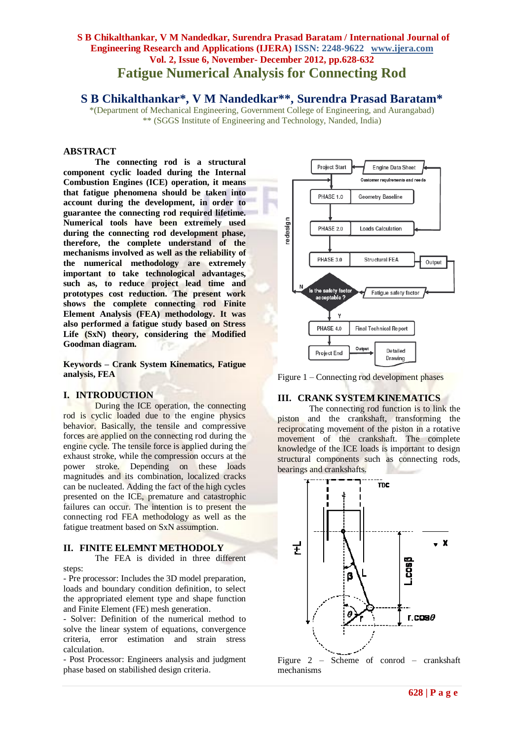# Fatigue Numerical Analysis for Connecting Rod

## S B Chikalthankar*, V M Nandedkar**, Surendra Prasad Baratam*

*(Department of Mechanical Engineering, Government College of Engineering, and Aurangabad)
** (SGGS Institute of Engineering and Technology, Nanded, India)

## ABSTRACT

**The connecting rod is a structural component cyclic loaded during the Internal Combustion Engines (ICE) operation, it means that fatigue phenomena should be taken into account during the development, in order to guarantee the connecting rod required lifetime. Numerical tools have been extremely used during the connecting rod development phase, therefore, the complete understand of the mechanisms involved as well as the reliability of the numerical methodology are extremely important to take technological advantages, such as, to reduce project lead time and prototypes cost reduction. The present work shows the complete connecting rod Finite Element Analysis (FEA) methodology. It was also performed a fatigue study based on Stress Life (SxN) theory, considering the Modified Goodman diagram.**

**Keywords – Crank System Kinematics, Fatigue analysis, FEA**

## I. INTRODUCTION

During the ICE operation, the connecting rod is cyclic loaded due to the engine physics behavior. Basically, the tensile and compressive forces are applied on the connecting rod during the engine cycle. The tensile force is applied during the exhaust stroke, while the compression occurs at the power stroke. Depending on these loads magnitudes and its combination, localized cracks can be nucleated. Adding the fact of the high cycles presented on the ICE, premature and catastrophic failures can occur. The intention is to present the connecting rod FEA methodology as well as the fatigue treatment based on SxN assumption.

## II. FINITE ELEMNT METHODOLY

The FEA is divided in three different steps:

- Pre processor: Includes the 3D model preparation, loads and boundary condition definition, to select the appropriated element type and shape function and Finite Element (FE) mesh generation.
- Solver: Definition of the numerical method to solve the linear system of equations, convergence criteria, error estimation and strain stress calculation.
- Post Processor: Engineers analysis and judgment phase based on stabilished design criteria.

Figure 1 – Connecting rod development phases

## III. CRANK SYSTEM KINEMATICS

The connecting rod function is to link the piston and the crankshaft, transforming the reciprocating movement of the piston in a rotative movement of the crankshaft. The complete knowledge of the ICE loads is important to design structural components such as connecting rods, bearings and crankshafts.

Figure 2 – Scheme of conrod – crankshaft mechanisms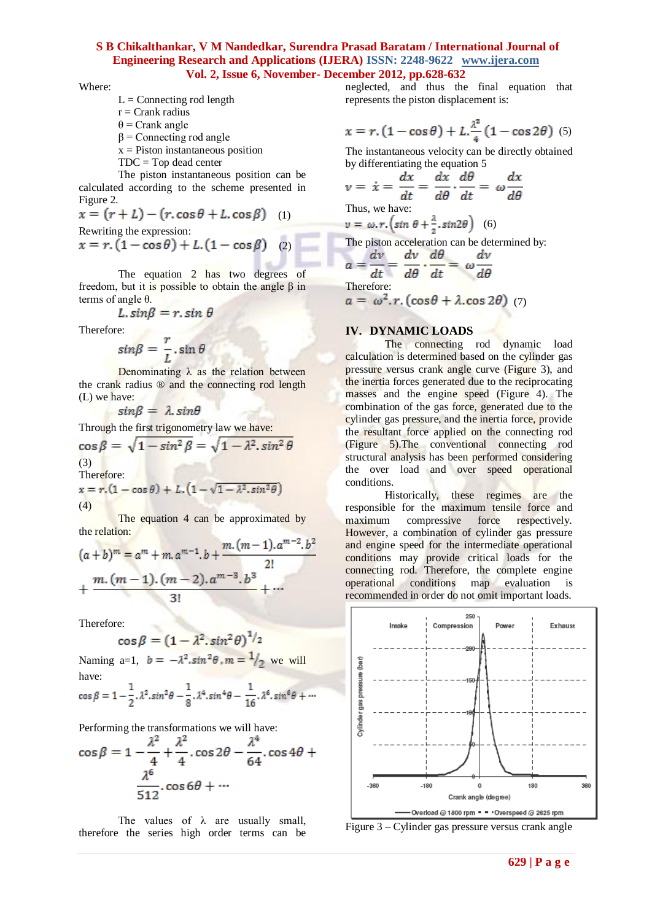Where:

- L = Connecting rod length
- r = Crank radius
- θ = Crank angle
- β = Connecting rod angle
- x = Piston instantaneous position
- TDC = Top dead center

The piston instantaneous position can be calculated according to the scheme presented in Figure 2.

$$x = (r + L) - (r.\cos\theta + L.\cos\beta) \quad (1)$$

Rewriting the expression:

$$x = r.(1 - \cos\theta) + L.(1 - \cos\beta) \quad (2)$$

The equation 2 has two degrees of freedom, but it is possible to obtain the angle β in terms of angle θ.

$$L.\sin\beta = r.\sin\theta$$

Therefore:

$$\sin\beta = \frac{r}{L}.\sin\theta$$

Denominating λ as the relation between the crank radius ® and the connecting rod length (L) we have:

$$\sin\beta = \lambda.\sin\theta$$

Through the first trigonometry law we have:

$$\cos\beta = \sqrt{1 - \sin^2\beta} = \sqrt{1 - \lambda^2.\sin^2\theta} \quad (3)$$

Therefore:

$$x = r.(1 - \cos\theta) + L.\left(1 - \sqrt{1 - \lambda^2.\sin^2\theta}\right) \quad (4)$$

The equation 4 can be approximated by the relation:

$$(a + b)^m = a^m + m.a^{m-1}.b + \frac{m.(m-1).a^{m-2}.b^2}{2!} + \frac{m.(m-1).(m-2).a^{m-3}.b^3}{3!} + \cdots$$

Therefore:

$$\cos\beta = (1 - \lambda^2.\sin^2\theta)^{1/2}$$

Naming a=1, $b = -\lambda^2.\sin^2\theta, m = 1/2$ we will have:

$$\cos\beta = 1 - \frac{1}{2}.\lambda^2.\sin^2\theta - \frac{1}{8}.\lambda^4.\sin^4\theta - \frac{1}{16}.\lambda^6.\sin^6\theta + \cdots$$

Performing the transformations we will have:

$$\cos\beta = 1 - \frac{\lambda^2}{4} + \frac{\lambda^2}{4}.\cos 2\theta - \frac{\lambda^4}{64}.\cos 4\theta + \frac{\lambda^6}{512}.\cos 6\theta + \cdots$$

The values of λ are usually small, therefore the series high order terms can be neglected, and thus the final equation that represents the piston displacement is:

$$x = r.(1 - \cos\theta) + L.\frac{\lambda^2}{4}(1 - \cos 2\theta) \quad (5)$$

The instantaneous velocity can be directly obtained by differentiating the equation 5

$$v = \dot{x} = \frac{dx}{dt} = \frac{dx}{d\theta}.\frac{d\theta}{dt} = \omega\frac{dx}{d\theta}$$

Thus, we have:

$$v = \omega.r.\left(\sin\theta + \frac{\lambda}{2}.\sin 2\theta\right) \quad (6)$$

The piston acceleration can be determined by:

$$a = \frac{dv}{dt} = \frac{dv}{d\theta}.\frac{d\theta}{dt} = \omega\frac{dv}{d\theta}$$

Therefore:

$$a = \omega^2.r.(\cos\theta + \lambda.\cos 2\theta) \quad (7)$$

## IV. DYNAMIC LOADS

The connecting rod dynamic load calculation is determined based on the cylinder gas pressure versus crank angle curve (Figure 3), and the inertia forces generated due to the reciprocating masses and the engine speed (Figure 4). The combination of the gas force, generated due to the cylinder gas pressure, and the inertia force, provide the resultant force applied on the connecting rod (Figure 5).The conventional connecting rod structural analysis has been performed considering the over load and over speed operational conditions.

Historically, these regimes are the responsible for the maximum tensile force and maximum compressive force respectively. However, a combination of cylinder gas pressure and engine speed for the intermediate operational conditions may provide critical loads for the connecting rod. Therefore, the complete engine operational conditions map evaluation is recommended in order do not omit important loads.

Figure 3 – Cylinder gas pressure versus crank angle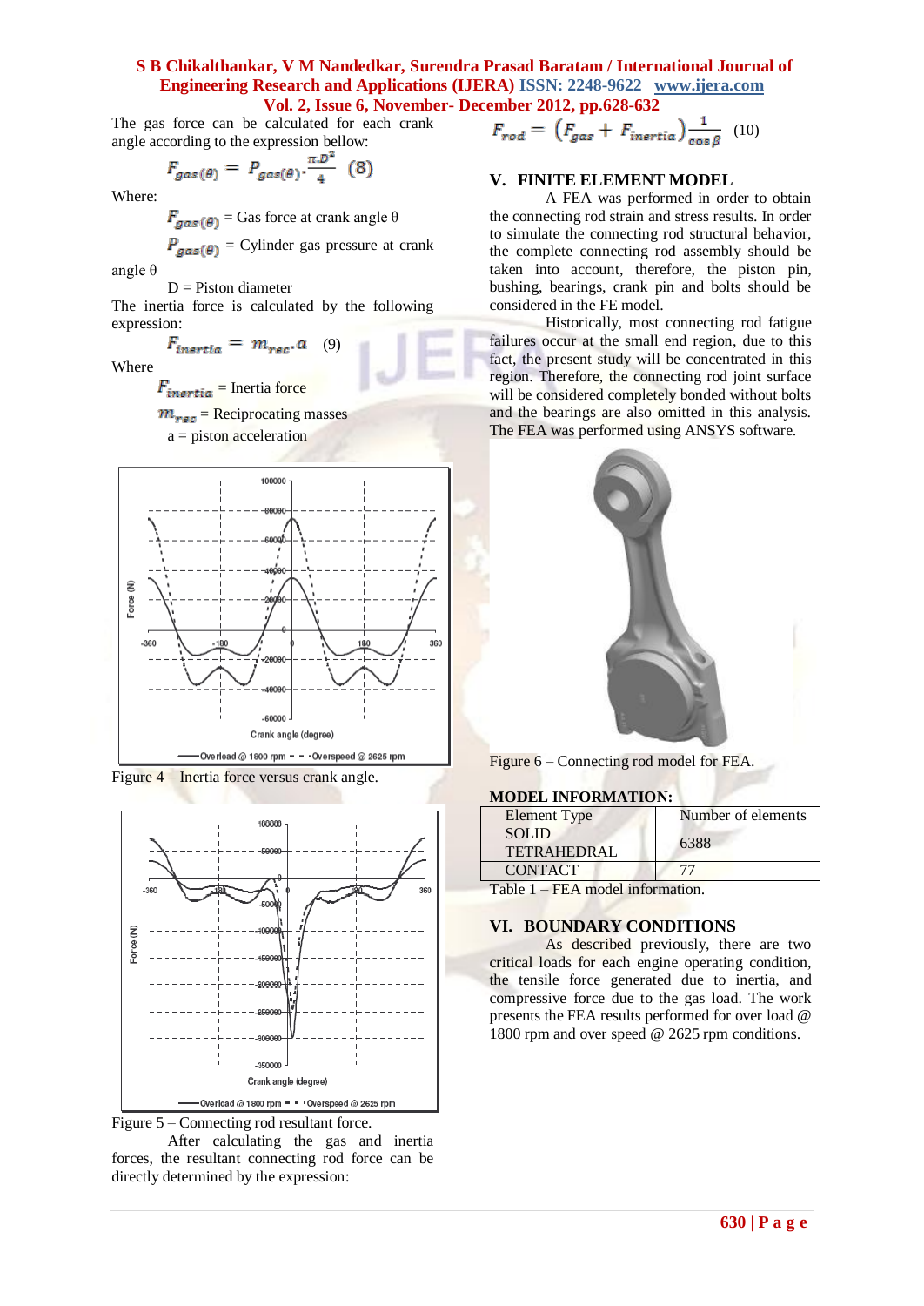The gas force can be calculated for each crank angle according to the expression bellow:

$$F_{gas(\theta)} = P_{gas(\theta)} \cdot \frac{\pi . D^2}{4} \quad (8)$$

Where:

$F_{gas(\theta)}$ = Gas force at crank angle θ

$P_{gas(\theta)}$ = Cylinder gas pressure at crank angle θ

D = Piston diameter

The inertia force is calculated by the following expression:

$$F_{inertia} = m_{rec} . a \quad (9)$$

Where

$F_{inertia}$ = Inertia force

$m_{rec}$ = Reciprocating masses

a = piston acceleration

Figure 4 – Inertia force versus crank angle.

Figure 5 – Connecting rod resultant force.

After calculating the gas and inertia forces, the resultant connecting rod force can be directly determined by the expression:

$$F_{rod} = \left(F_{gas} + F_{inertia}\right)\frac{1}{\cos\beta} \quad (10)$$

## V. FINITE ELEMENT MODEL

A FEA was performed in order to obtain the connecting rod strain and stress results. In order to simulate the connecting rod structural behavior, the complete connecting rod assembly should be taken into account, therefore, the piston pin, bushing, bearings, crank pin and bolts should be considered in the FE model.

Historically, most connecting rod fatigue failures occur at the small end region, due to this fact, the present study will be concentrated in this region. Therefore, the connecting rod joint surface will be considered completely bonded without bolts and the bearings are also omitted in this analysis. The FEA was performed using ANSYS software.

Figure 6 – Connecting rod model for FEA.

**MODEL INFORMATION:**

| Element Type | Number of elements |
| --- | --- |
| SOLID TETRAHEDRAL | 6388 |
| CONTACT | 77 |

Table 1 – FEA model information.

## VI. BOUNDARY CONDITIONS

As described previously, there are two critical loads for each engine operating condition, the tensile force generated due to inertia, and compressive force due to the gas load. The work presents the FEA results performed for over load @ 1800 rpm and over speed @ 2625 rpm conditions.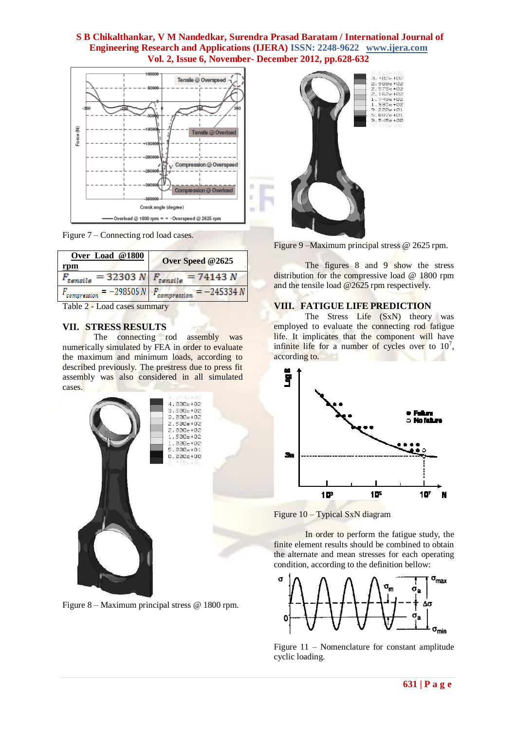Figure 7 – Connecting rod load cases.

| Over Load @1800 rpm | Over Speed @2625 |
| --- | --- |
| $F_{tensile} = 32303\ N$ | $F_{tensile} = 74143\ N$ |
| $F_{compression} = -298505\ N$ | $F_{compression} = -245334\ N$ |

Table 2 - Load cases summary

## VII. STRESS RESULTS

The connecting rod assembly was numerically simulated by FEA in order to evaluate the maximum and minimum loads, according to described previously. The prestress due to press fit assembly was also considered in all simulated cases.

Figure 8 – Maximum principal stress @ 1800 rpm.

Figure 9 –Maximum principal stress @ 2625 rpm.

The figures 8 and 9 show the stress distribution for the compressive load @ 1800 rpm and the tensile load @2625 rpm respectively.

## VIII. FATIGUE LIFE PREDICTION

The Stress Life (SxN) theory was employed to evaluate the connecting rod fatigue life. It implicates that the component will have infinite life for a number of cycles over to $10^7$, according to.

Figure 10 – Typical SxN diagram

In order to perform the fatigue study, the finite element results should be combined to obtain the alternate and mean stresses for each operating condition, according to the definition bellow:

Figure 11 – Nomenclature for constant amplitude cyclic loading.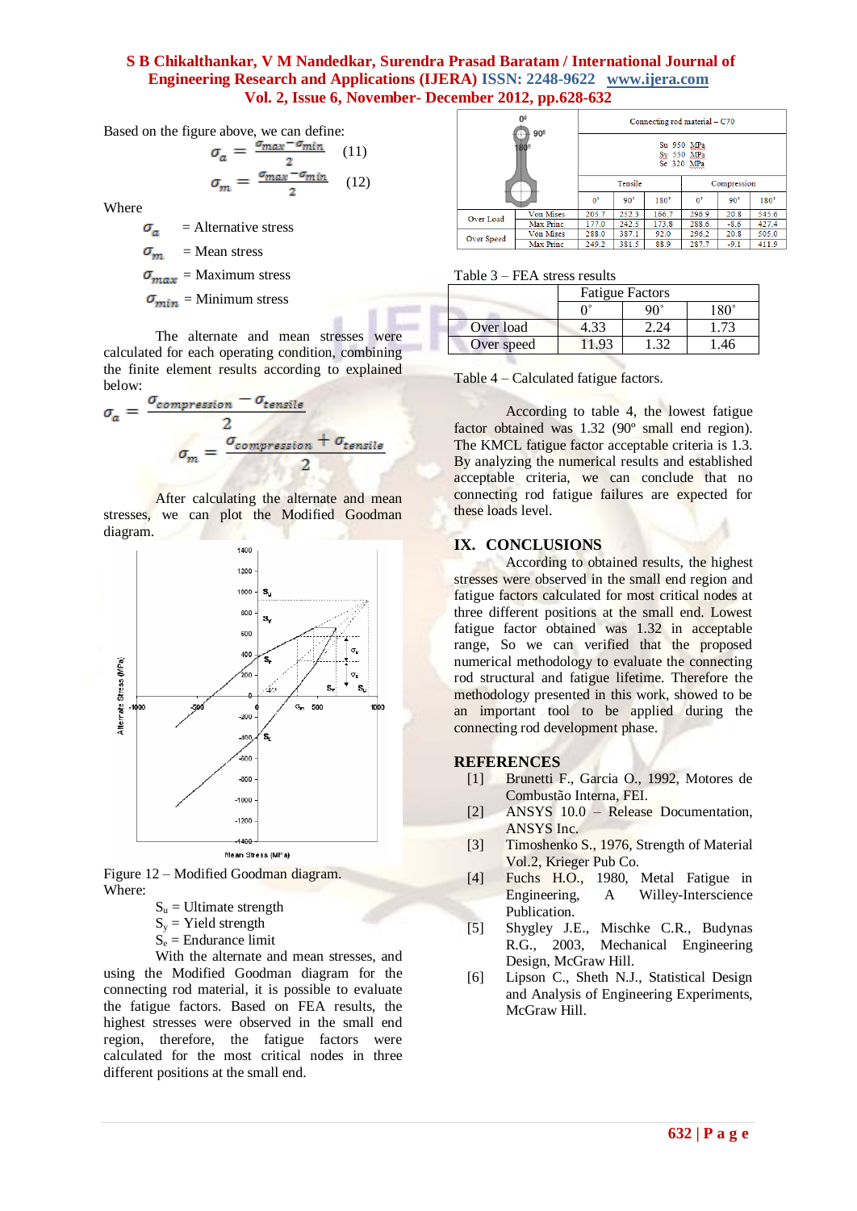Based on the figure above, we can define:

$$\sigma_a = \frac{\sigma_{max} - \sigma_{min}}{2} \quad (11)$$

$$\sigma_m = \frac{\sigma_{max} - \sigma_{min}}{2} \quad (12)$$

Where

$\sigma_a$ = Alternative stress

$\sigma_m$ = Mean stress

$\sigma_{max}$ = Maximum stress

$\sigma_{min}$ = Minimum stress

The alternate and mean stresses were calculated for each operating condition, combining the finite element results according to explained below:

$$\sigma_a = \frac{\sigma_{compression} - \sigma_{tensile}}{2}$$

$$\sigma_m = \frac{\sigma_{compression} + \sigma_{tensile}}{2}$$

After calculating the alternate and mean stresses, we can plot the Modified Goodman diagram.

1400
1200
1000
800
600
400
200
0
-200
-400
-600
-800
-1000
-1200
-1400
-1000
-500
0
500
1000
$S_u$
$S_y$
$S_e$
$\sigma_a$
$\sigma_a$
$S_y$
$S_u$
$\sigma_m$
$S_e$
Alternate Stress (MPa)
Mean Stress (MPa)

Figure 12 – Modified Goodman diagram.

Where:

$S_u$ = Ultimate strength
$S_y$ = Yield strength
$S_e$ = Endurance limit

With the alternate and mean stresses, and using the Modified Goodman diagram for the connecting rod material, it is possible to evaluate the fatigue factors. Based on FEA results, the highest stresses were observed in the small end region, therefore, the fatigue factors were calculated for the most critical nodes in three different positions at the small end.

| 0°, 90°, 180° | | Connecting rod material – C70 | | | | | |
|---|---|---|---|---|---|---|---|
| | | Su 950 MPa<br>Sy 550 MPa<br>Se 320 MPa | | | | | |
| | | Tensile | | | Compression | | |
| | | 0° | 90° | 180° | 0° | 90° | 180° |
| Over Load | Von Mises | 205.7 | 252.3 | 166.7 | 296.9 | 20.8 | 545.6 |
| | Max Princ | 177.0 | 242.5 | 173.8 | 288.6 | -8.6 | 427.4 |
| Over Speed | Von Mises | 288.0 | 387.1 | 92.0 | 296.2 | 20.8 | 505.0 |
| | Max Princ | 249.2 | 381.5 | 88.9 | 287.7 | -9.1 | 411.9 |

Table 3 – FEA stress results

| | Fatigue Factors | | |
|---|---|---|---|
| | 0° | 90° | 180° |
| Over load | 4.33 | 2.24 | 1.73 |
| Over speed | 11.93 | 1.32 | 1.46 |

Table 4 – Calculated fatigue factors.

According to table 4, the lowest fatigue factor obtained was 1.32 (90º small end region). The KMCL fatigue factor acceptable criteria is 1.3. By analyzing the numerical results and established acceptable criteria, we can conclude that no connecting rod fatigue failures are expected for these loads level.

## IX. CONCLUSIONS

According to obtained results, the highest stresses were observed in the small end region and fatigue factors calculated for most critical nodes at three different positions at the small end. Lowest fatigue factor obtained was 1.32 in acceptable range, So we can verified that the proposed numerical methodology to evaluate the connecting rod structural and fatigue lifetime. Therefore the methodology presented in this work, showed to be an important tool to be applied during the connecting rod development phase.

## REFERENCES

[1] Brunetti F., Garcia O., 1992, Motores de Combustão Interna, FEI.

[2] ANSYS 10.0 – Release Documentation, ANSYS Inc.

[3] Timoshenko S., 1976, Strength of Material Vol.2, Krieger Pub Co.

[4] Fuchs H.O., 1980, Metal Fatigue in Engineering, A Willey-Interscience Publication.

[5] Shygley J.E., Mischke C.R., Budynas R.G., 2003, Mechanical Engineering Design, McGraw Hill.

[6] Lipson C., Sheth N.J., Statistical Design and Analysis of Engineering Experiments, McGraw Hill.